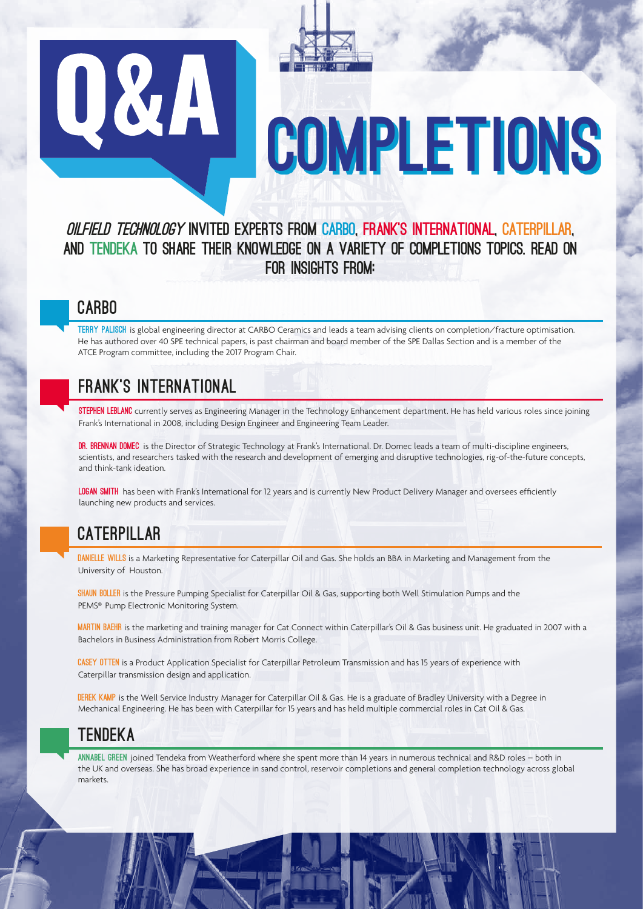# Q&A COMPLETIONS

*Oilfield Technology* invited experts from CARBO, Frank's International, Caterpillar, and Tendeka to share their knowledge on a variety of completions topics. Read on for insights from:

## CARBO

**Terry Palisch** is global engineering director at CARBO Ceramics and leads a team advising clients on completion/fracture optimisation. He has authored over 40 SPE technical papers, is past chairman and board member of the SPE Dallas Section and is a member of the ATCE Program committee, including the 2017 Program Chair.

## Frank's International

**Stephen LeBlanc** currently serves as Engineering Manager in the Technology Enhancement department. He has held various roles since joining Frank's International in 2008, including Design Engineer and Engineering Team Leader.

**Dr. Brennan Domec** is the Director of Strategic Technology at Frank's International. Dr. Domec leads a team of multi-discipline engineers, scientists, and researchers tasked with the research and development of emerging and disruptive technologies, rig-of-the-future concepts, and think-tank ideation.

**Logan Smith** has been with Frank's International for 12 years and is currently New Product Delivery Manager and oversees efficiently launching new products and services.

## Caterpillar

**Danielle Wills** is a Marketing Representative for Caterpillar Oil and Gas. She holds an BBA in Marketing and Management from the University of Houston.

**Shaun Boller** is the Pressure Pumping Specialist for Caterpillar Oil & Gas, supporting both Well Stimulation Pumps and the PEMS® Pump Electronic Monitoring System.

**Martin Baehr** is the marketing and training manager for Cat Connect within Caterpillar's Oil & Gas business unit. He graduated in 2007 with a Bachelors in Business Administration from Robert Morris College.

**Casey Otten** is a Product Application Specialist for Caterpillar Petroleum Transmission and has 15 years of experience with Caterpillar transmission design and application.

**Derek Kamp** is the Well Service Industry Manager for Caterpillar Oil & Gas. He is a graduate of Bradley University with a Degree in Mechanical Engineering. He has been with Caterpillar for 15 years and has held multiple commercial roles in Cat Oil & Gas.

## Tendeka

**Annabel Green** joined Tendeka from Weatherford where she spent more than 14 years in numerous technical and R&D roles – both in the UK and overseas. She has broad experience in sand control, reservoir completions and general completion technology across global markets.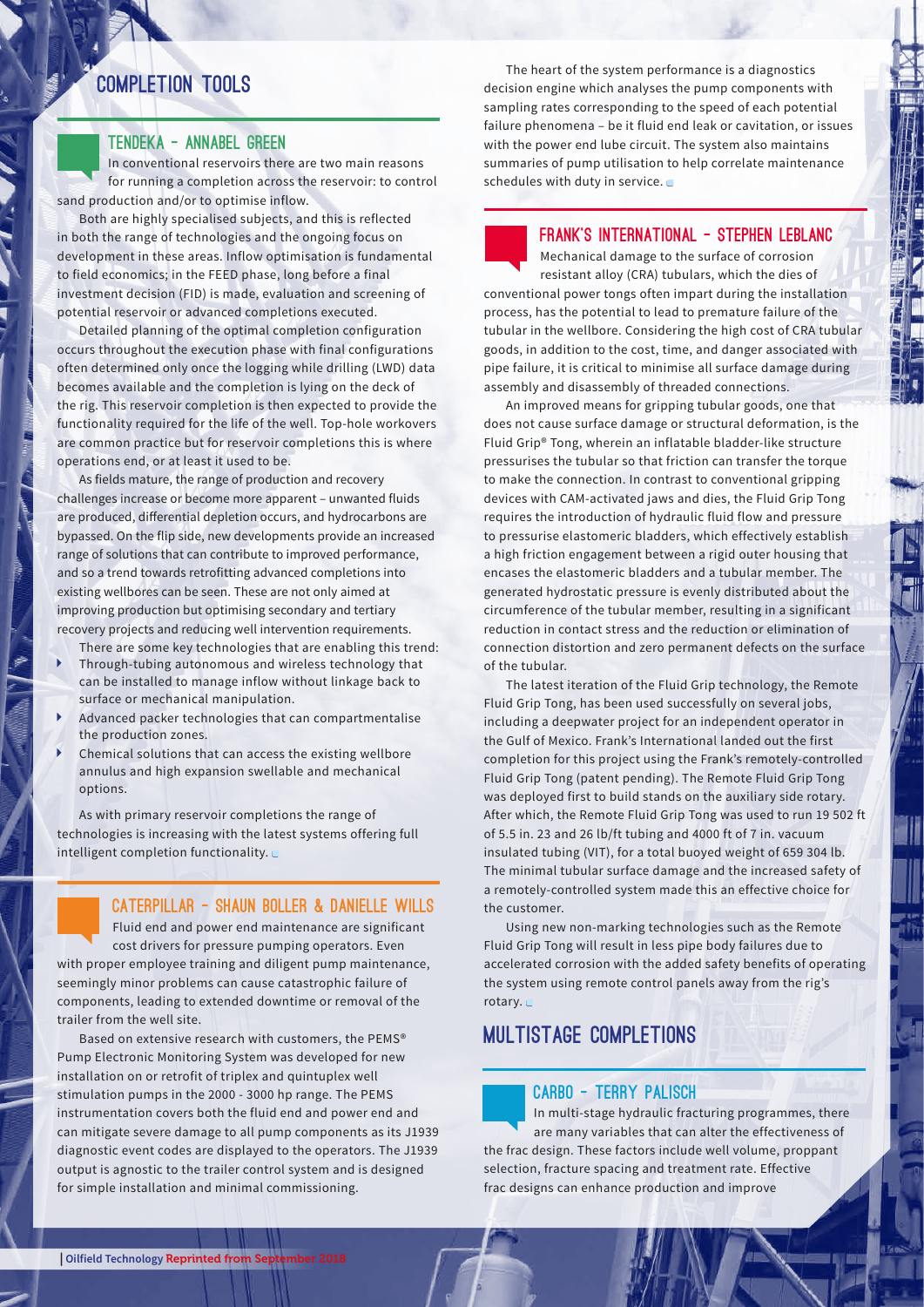# COMPLETION TOOLS

## TENDEKA - ANNABEL GREEN

In conventional reservoirs there are two main reasons for running a completion across the reservoir: to control sand production and/or to optimise inflow.

Both are highly specialised subjects, and this is reflected in both the range of technologies and the ongoing focus on development in these areas. Inflow optimisation is fundamental to field economics; in the FEED phase, long before a final investment decision (FID) is made, evaluation and screening of potential reservoir or advanced completions executed.

Detailed planning of the optimal completion configuration occurs throughout the execution phase with final configurations often determined only once the logging while drilling (LWD) data becomes available and the completion is lying on the deck of the rig. This reservoir completion is then expected to provide the functionality required for the life of the well. Top-hole workovers are common practice but for reservoir completions this is where operations end, or at least it used to be.

As fields mature, the range of production and recovery challenges increase or become more apparent – unwanted fluids are produced, differential depletion occurs, and hydrocarbons are bypassed. On the flip side, new developments provide an increased range of solutions that can contribute to improved performance, and so a trend towards retrofitting advanced completions into existing wellbores can be seen. These are not only aimed at improving production but optimising secondary and tertiary recovery projects and reducing well intervention requirements.

There are some key technologies that are enabling this trend:

- Through-tubing autonomous and wireless technology that can be installed to manage inflow without linkage back to surface or mechanical manipulation.
- Advanced packer technologies that can compartmentalise the production zones.
- Chemical solutions that can access the existing wellbore annulus and high expansion swellable and mechanical options.

As with primary reservoir completions the range of technologies is increasing with the latest systems offering full intelligent completion functionality.

## CATERPILLAR - SHAUN BOLLER & DANIELLE WILLS

Fluid end and power end maintenance are significant cost drivers for pressure pumping operators. Even with proper employee training and diligent pump maintenance, seemingly minor problems can cause catastrophic failure of components, leading to extended downtime or removal of the trailer from the well site.

Based on extensive research with customers, the PEMS® Pump Electronic Monitoring System was developed for new installation on or retrofit of triplex and quintuplex well stimulation pumps in the 2000 - 3000 hp range. The PEMS instrumentation covers both the fluid end and power end and can mitigate severe damage to all pump components as its J1939 diagnostic event codes are displayed to the operators. The J1939 output is agnostic to the trailer control system and is designed for simple installation and minimal commissioning.

The heart of the system performance is a diagnostics decision engine which analyses the pump components with sampling rates corresponding to the speed of each potential failure phenomena – be it fluid end leak or cavitation, or issues with the power end lube circuit. The system also maintains summaries of pump utilisation to help correlate maintenance schedules with duty in service.

## FRANK'S INTERNATIONAL - STEPHEN LEBLANC

Mechanical damage to the surface of corrosion resistant alloy (CRA) tubulars, which the dies of conventional power tongs often impart during the installation process, has the potential to lead to premature failure of the tubular in the wellbore. Considering the high cost of CRA tubular goods, in addition to the cost, time, and danger associated with pipe failure, it is critical to minimise all surface damage during assembly and disassembly of threaded connections.

An improved means for gripping tubular goods, one that does not cause surface damage or structural deformation, is the Fluid Grip® Tong, wherein an inflatable bladder-like structure pressurises the tubular so that friction can transfer the torque to make the connection. In contrast to conventional gripping devices with CAM-activated jaws and dies, the Fluid Grip Tong requires the introduction of hydraulic fluid flow and pressure to pressurise elastomeric bladders, which effectively establish a high friction engagement between a rigid outer housing that encases the elastomeric bladders and a tubular member. The generated hydrostatic pressure is evenly distributed about the circumference of the tubular member, resulting in a significant reduction in contact stress and the reduction or elimination of connection distortion and zero permanent defects on the surface of the tubular.

The latest iteration of the Fluid Grip technology, the Remote Fluid Grip Tong, has been used successfully on several jobs, including a deepwater project for an independent operator in the Gulf of Mexico. Frank's International landed out the first completion for this project using the Frank's remotely-controlled Fluid Grip Tong (patent pending). The Remote Fluid Grip Tong was deployed first to build stands on the auxiliary side rotary. After which, the Remote Fluid Grip Tong was used to run 19 502 ft of 5.5 in. 23 and 26 lb/ft tubing and 4000 ft of 7 in. vacuum insulated tubing (VIT), for a total buoyed weight of 659 304 lb. The minimal tubular surface damage and the increased safety of a remotely-controlled system made this an effective choice for the customer.

Using new non-marking technologies such as the Remote Fluid Grip Tong will result in less pipe body failures due to accelerated corrosion with the added safety benefits of operating the system using remote control panels away from the rig's rotary.

# MULTISTAGE COMPLETIONS

## CARBO - TERRY PALISCH

In multi-stage hydraulic fracturing programmes, there are many variables that can alter the effectiveness of the frac design. These factors include well volume, proppant selection, fracture spacing and treatment rate. Effective frac designs can enhance production and improve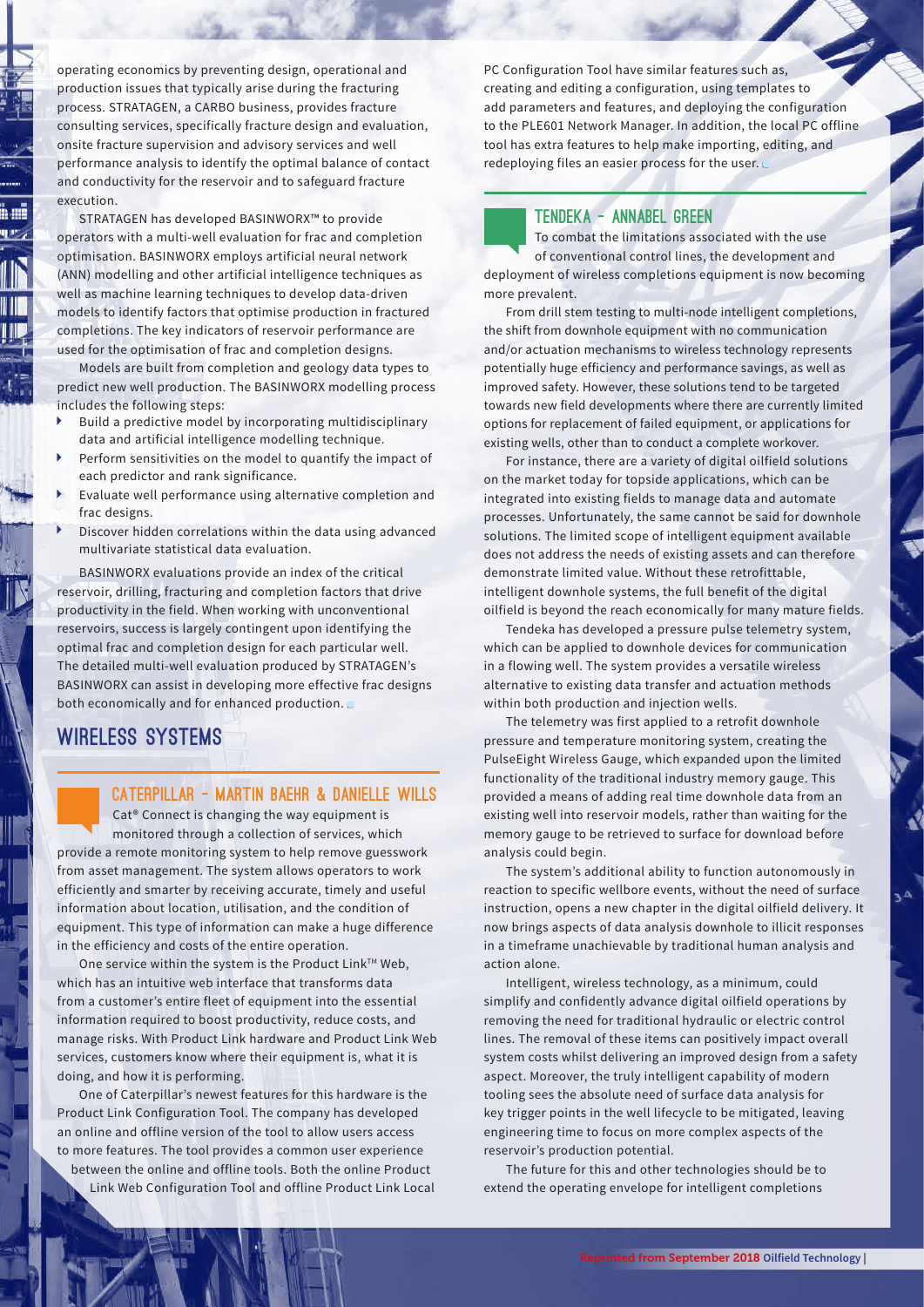operating economics by preventing design, operational and production issues that typically arise during the fracturing process. STRATAGEN, a CARBO business, provides fracture consulting services, specifically fracture design and evaluation, onsite fracture supervision and advisory services and well performance analysis to identify the optimal balance of contact and conductivity for the reservoir and to safeguard fracture execution.

STRATAGEN has developed BASINWORX™ to provide operators with a multi-well evaluation for frac and completion optimisation. BASINWORX employs artificial neural network (ANN) modelling and other artificial intelligence techniques as well as machine learning techniques to develop data-driven models to identify factors that optimise production in fractured completions. The key indicators of reservoir performance are used for the optimisation of frac and completion designs.

Models are built from completion and geology data types to predict new well production. The BASINWORX modelling process includes the following steps:

- Build a predictive model by incorporating multidisciplinary data and artificial intelligence modelling technique.
- Perform sensitivities on the model to quantify the impact of each predictor and rank significance.
- Evaluate well performance using alternative completion and frac designs.
- Discover hidden correlations within the data using advanced multivariate statistical data evaluation.

BASINWORX evaluations provide an index of the critical reservoir, drilling, fracturing and completion factors that drive productivity in the field. When working with unconventional reservoirs, success is largely contingent upon identifying the optimal frac and completion design for each particular well. The detailed multi-well evaluation produced by STRATAGEN's BASINWORX can assist in developing more effective frac designs both economically and for enhanced production.

## Wireless systems

### Caterpillar – Martin Baehr & Danielle Wills

Cat® Connect is changing the way equipment is monitored through a collection of services, which provide a remote monitoring system to help remove guesswork from asset management. The system allows operators to work efficiently and smarter by receiving accurate, timely and useful information about location, utilisation, and the condition of equipment. This type of information can make a huge difference in the efficiency and costs of the entire operation.

One service within the system is the Product Link™ Web, which has an intuitive web interface that transforms data from a customer's entire fleet of equipment into the essential information required to boost productivity, reduce costs, and manage risks. With Product Link hardware and Product Link Web services, customers know where their equipment is, what it is doing, and how it is performing.

One of Caterpillar's newest features for this hardware is the Product Link Configuration Tool. The company has developed an online and offline version of the tool to allow users access to more features. The tool provides a common user experience between the online and offline tools. Both the online Product Link Web Configuration Tool and offline Product Link Local PC Configuration Tool have similar features such as, creating and editing a configuration, using templates to add parameters and features, and deploying the configuration to the PLE601 Network Manager. In addition, the local PC offline tool has extra features to help make importing, editing, and redeploying files an easier process for the user.

### Tendeka – Annabel Green

To combat the limitations associated with the use of conventional control lines, the development and deployment of wireless completions equipment is now becoming more prevalent.

From drill stem testing to multi-node intelligent completions, the shift from downhole equipment with no communication and/or actuation mechanisms to wireless technology represents potentially huge efficiency and performance savings, as well as improved safety. However, these solutions tend to be targeted towards new field developments where there are currently limited options for replacement of failed equipment, or applications for existing wells, other than to conduct a complete workover.

For instance, there are a variety of digital oilfield solutions on the market today for topside applications, which can be integrated into existing fields to manage data and automate processes. Unfortunately, the same cannot be said for downhole solutions. The limited scope of intelligent equipment available does not address the needs of existing assets and can therefore demonstrate limited value. Without these retrofittable, intelligent downhole systems, the full benefit of the digital oilfield is beyond the reach economically for many mature fields.

Tendeka has developed a pressure pulse telemetry system, which can be applied to downhole devices for communication in a flowing well. The system provides a versatile wireless alternative to existing data transfer and actuation methods within both production and injection wells.

The telemetry was first applied to a retrofit downhole pressure and temperature monitoring system, creating the PulseEight Wireless Gauge, which expanded upon the limited functionality of the traditional industry memory gauge. This provided a means of adding real time downhole data from an existing well into reservoir models, rather than waiting for the memory gauge to be retrieved to surface for download before analysis could begin.

The system's additional ability to function autonomously in reaction to specific wellbore events, without the need of surface instruction, opens a new chapter in the digital oilfield delivery. It now brings aspects of data analysis downhole to illicit responses in a timeframe unachievable by traditional human analysis and action alone.

Intelligent, wireless technology, as a minimum, could simplify and confidently advance digital oilfield operations by removing the need for traditional hydraulic or electric control lines. The removal of these items can positively impact overall system costs whilst delivering an improved design from a safety aspect. Moreover, the truly intelligent capability of modern tooling sees the absolute need of surface data analysis for key trigger points in the well lifecycle to be mitigated, leaving engineering time to focus on more complex aspects of the reservoir's production potential.

The future for this and other technologies should be to extend the operating envelope for intelligent completions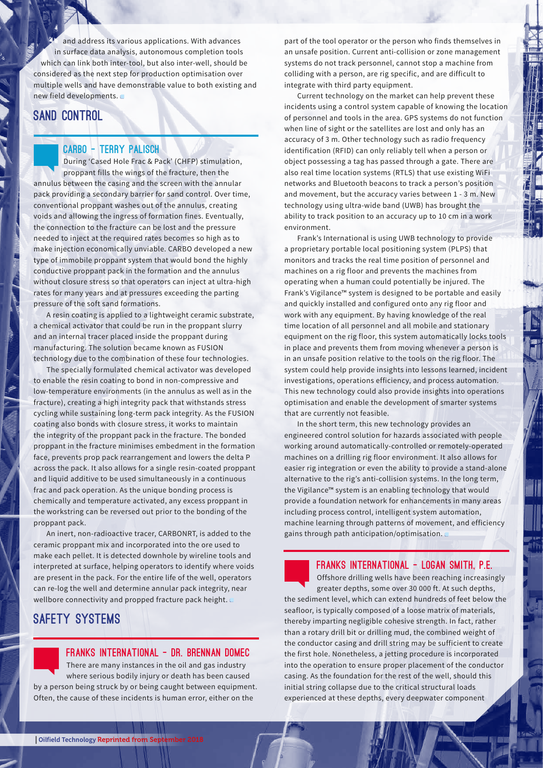and address its various applications. With advances in surface data analysis, autonomous completion tools which can link both inter-tool, but also inter-well, should be considered as the next step for production optimisation over multiple wells and have demonstrable value to both existing and new field developments.

## SAND CONTROL

### CARBO – TERRY PALISCH

During 'Cased Hole Frac & Pack' (CHFP) stimulation, proppant fills the wings of the fracture, then the annulus between the casing and the screen with the annular pack providing a secondary barrier for sand control. Over time, conventional proppant washes out of the annulus, creating voids and allowing the ingress of formation fines. Eventually, the connection to the fracture can be lost and the pressure needed to inject at the required rates becomes so high as to make injection economically unviable. CARBO developed a new type of immobile proppant system that would bond the highly conductive proppant pack in the formation and the annulus without closure stress so that operators can inject at ultra-high rates for many years and at pressures exceeding the parting pressure of the soft sand formations.

A resin coating is applied to a lightweight ceramic substrate, a chemical activator that could be run in the proppant slurry and an internal tracer placed inside the proppant during manufacturing. The solution became known as FUSION technology due to the combination of these four technologies.

The specially formulated chemical activator was developed to enable the resin coating to bond in non-compressive and low-temperature environments (in the annulus as well as in the fracture), creating a high integrity pack that withstands stress cycling while sustaining long-term pack integrity. As the FUSION coating also bonds with closure stress, it works to maintain the integrity of the proppant pack in the fracture. The bonded proppant in the fracture minimises embedment in the formation face, prevents prop pack rearrangement and lowers the delta P across the pack. It also allows for a single resin-coated proppant and liquid additive to be used simultaneously in a continuous frac and pack operation. As the unique bonding process is chemically and temperature activated, any excess proppant in the workstring can be reversed out prior to the bonding of the proppant pack.

An inert, non-radioactive tracer, CARBONRT, is added to the ceramic proppant mix and incorporated into the ore used to make each pellet. It is detected downhole by wireline tools and interpreted at surface, helping operators to identify where voids are present in the pack. For the entire life of the well, operators can re-log the well and determine annular pack integrity, near wellbore connectivity and propped fracture pack height.

## SAFETY SYSTEMS

### FRANKS INTERNATIONAL – DR. BRENNAN DOMEC

There are many instances in the oil and gas industry where serious bodily injury or death has been caused by a person being struck by or being caught between equipment. Often, the cause of these incidents is human error, either on the part of the tool operator or the person who finds themselves in an unsafe position. Current anti-collision or zone management systems do not track personnel, cannot stop a machine from colliding with a person, are rig specific, and are difficult to integrate with third party equipment.

Current technology on the market can help prevent these incidents using a control system capable of knowing the location of personnel and tools in the area. GPS systems do not function when line of sight or the satellites are lost and only has an accuracy of 3 m. Other technology such as radio frequency identification (RFID) can only reliably tell when a person or object possessing a tag has passed through a gate. There are also real time location systems (RTLS) that use existing WiFi networks and Bluetooth beacons to track a person's position and movement, but the accuracy varies between 1 - 3 m. New technology using ultra-wide band (UWB) has brought the ability to track position to an accuracy up to 10 cm in a work environment.

Frank's International is using UWB technology to provide a proprietary portable local positioning system (PLPS) that monitors and tracks the real time position of personnel and machines on a rig floor and prevents the machines from operating when a human could potentially be injured. The Frank's Vigilance™ system is designed to be portable and easily and quickly installed and configured onto any rig floor and work with any equipment. By having knowledge of the real time location of all personnel and all mobile and stationary equipment on the rig floor, this system automatically locks tools in place and prevents them from moving whenever a person is in an unsafe position relative to the tools on the rig floor. The system could help provide insights into lessons learned, incident investigations, operations efficiency, and process automation. This new technology could also provide insights into operations optimisation and enable the development of smarter systems that are currently not feasible.

In the short term, this new technology provides an engineered control solution for hazards associated with people working around automatically-controlled or remotely-operated machines on a drilling rig floor environment. It also allows for easier rig integration or even the ability to provide a stand-alone alternative to the rig's anti-collision systems. In the long term, the Vigilance™ system is an enabling technology that would provide a foundation network for enhancements in many areas including process control, intelligent system automation, machine learning through patterns of movement, and efficiency gains through path anticipation/optimisation.

### FRANKS INTERNATIONAL – LOGAN SMITH, P.E.

Offshore drilling wells have been reaching increasingly greater depths, some over 30 000 ft. At such depths, the sediment level, which can extend hundreds of feet below the seafloor, is typically composed of a loose matrix of materials, thereby imparting negligible cohesive strength. In fact, rather than a rotary drill bit or drilling mud, the combined weight of the conductor casing and drill string may be sufficient to create the first hole. Nonetheless, a jetting procedure is incorporated into the operation to ensure proper placement of the conductor casing. As the foundation for the rest of the well, should this initial string collapse due to the critical structural loads experienced at these depths, every deepwater component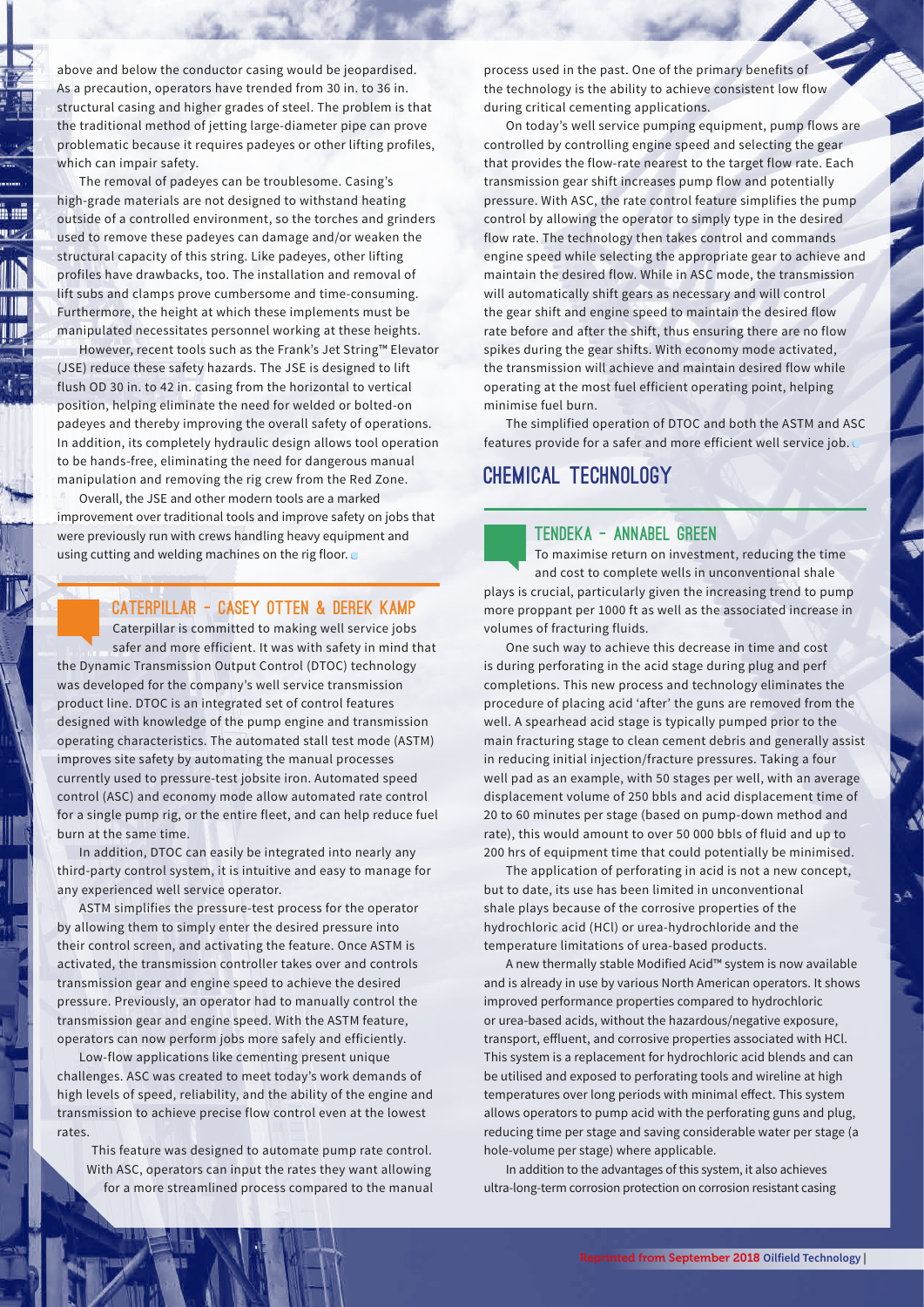above and below the conductor casing would be jeopardised. As a precaution, operators have trended from 30 in. to 36 in. structural casing and higher grades of steel. The problem is that the traditional method of jetting large-diameter pipe can prove problematic because it requires padeyes or other lifting profiles, which can impair safety.

The removal of padeyes can be troublesome. Casing's high-grade materials are not designed to withstand heating outside of a controlled environment, so the torches and grinders used to remove these padeyes can damage and/or weaken the structural capacity of this string. Like padeyes, other lifting profiles have drawbacks, too. The installation and removal of lift subs and clamps prove cumbersome and time-consuming. Furthermore, the height at which these implements must be manipulated necessitates personnel working at these heights.

However, recent tools such as the Frank's Jet String™ Elevator (JSE) reduce these safety hazards. The JSE is designed to lift flush OD 30 in. to 42 in. casing from the horizontal to vertical position, helping eliminate the need for welded or bolted-on padeyes and thereby improving the overall safety of operations. In addition, its completely hydraulic design allows tool operation to be hands-free, eliminating the need for dangerous manual manipulation and removing the rig crew from the Red Zone.

Overall, the JSE and other modern tools are a marked improvement over traditional tools and improve safety on jobs that were previously run with crews handling heavy equipment and using cutting and welding machines on the rig floor.

### CATERPILLAR – CASEY OTTEN & DEREK KAMP

Caterpillar is committed to making well service jobs safer and more efficient. It was with safety in mind that the Dynamic Transmission Output Control (DTOC) technology was developed for the company's well service transmission product line. DTOC is an integrated set of control features designed with knowledge of the pump engine and transmission operating characteristics. The automated stall test mode (ASTM) improves site safety by automating the manual processes currently used to pressure-test jobsite iron. Automated speed control (ASC) and economy mode allow automated rate control for a single pump rig, or the entire fleet, and can help reduce fuel burn at the same time.

In addition, DTOC can easily be integrated into nearly any third-party control system, it is intuitive and easy to manage for any experienced well service operator.

ASTM simplifies the pressure-test process for the operator by allowing them to simply enter the desired pressure into their control screen, and activating the feature. Once ASTM is activated, the transmission controller takes over and controls transmission gear and engine speed to achieve the desired pressure. Previously, an operator had to manually control the transmission gear and engine speed. With the ASTM feature, operators can now perform jobs more safely and efficiently.

Low-flow applications like cementing present unique challenges. ASC was created to meet today's work demands of high levels of speed, reliability, and the ability of the engine and transmission to achieve precise flow control even at the lowest rates.

This feature was designed to automate pump rate control. With ASC, operators can input the rates they want allowing for a more streamlined process compared to the manual process used in the past. One of the primary benefits of the technology is the ability to achieve consistent low flow during critical cementing applications.

On today's well service pumping equipment, pump flows are controlled by controlling engine speed and selecting the gear that provides the flow-rate nearest to the target flow rate. Each transmission gear shift increases pump flow and potentially pressure. With ASC, the rate control feature simplifies the pump control by allowing the operator to simply type in the desired flow rate. The technology then takes control and commands engine speed while selecting the appropriate gear to achieve and maintain the desired flow. While in ASC mode, the transmission will automatically shift gears as necessary and will control the gear shift and engine speed to maintain the desired flow rate before and after the shift, thus ensuring there are no flow spikes during the gear shifts. With economy mode activated, the transmission will achieve and maintain desired flow while operating at the most fuel efficient operating point, helping minimise fuel burn.

The simplified operation of DTOC and both the ASTM and ASC features provide for a safer and more efficient well service job.

## CHEMICAL TECHNOLOGY

### TENDEKA – ANNABEL GREEN

To maximise return on investment, reducing the time and cost to complete wells in unconventional shale plays is crucial, particularly given the increasing trend to pump more proppant per 1000 ft as well as the associated increase in volumes of fracturing fluids.

One such way to achieve this decrease in time and cost is during perforating in the acid stage during plug and perf completions. This new process and technology eliminates the procedure of placing acid 'after' the guns are removed from the well. A spearhead acid stage is typically pumped prior to the main fracturing stage to clean cement debris and generally assist in reducing initial injection/fracture pressures. Taking a four well pad as an example, with 50 stages per well, with an average displacement volume of 250 bbls and acid displacement time of 20 to 60 minutes per stage (based on pump-down method and rate), this would amount to over 50 000 bbls of fluid and up to 200 hrs of equipment time that could potentially be minimised.

The application of perforating in acid is not a new concept, but to date, its use has been limited in unconventional shale plays because of the corrosive properties of the hydrochloric acid (HCl) or urea-hydrochloride and the temperature limitations of urea-based products.

A new thermally stable Modified Acid™ system is now available and is already in use by various North American operators. It shows improved performance properties compared to hydrochloric or urea-based acids, without the hazardous/negative exposure, transport, effluent, and corrosive properties associated with HCl. This system is a replacement for hydrochloric acid blends and can be utilised and exposed to perforating tools and wireline at high temperatures over long periods with minimal effect. This system allows operators to pump acid with the perforating guns and plug, reducing time per stage and saving considerable water per stage (a hole-volume per stage) where applicable.

In addition to the advantages of this system, it also achieves ultra-long-term corrosion protection on corrosion resistant casing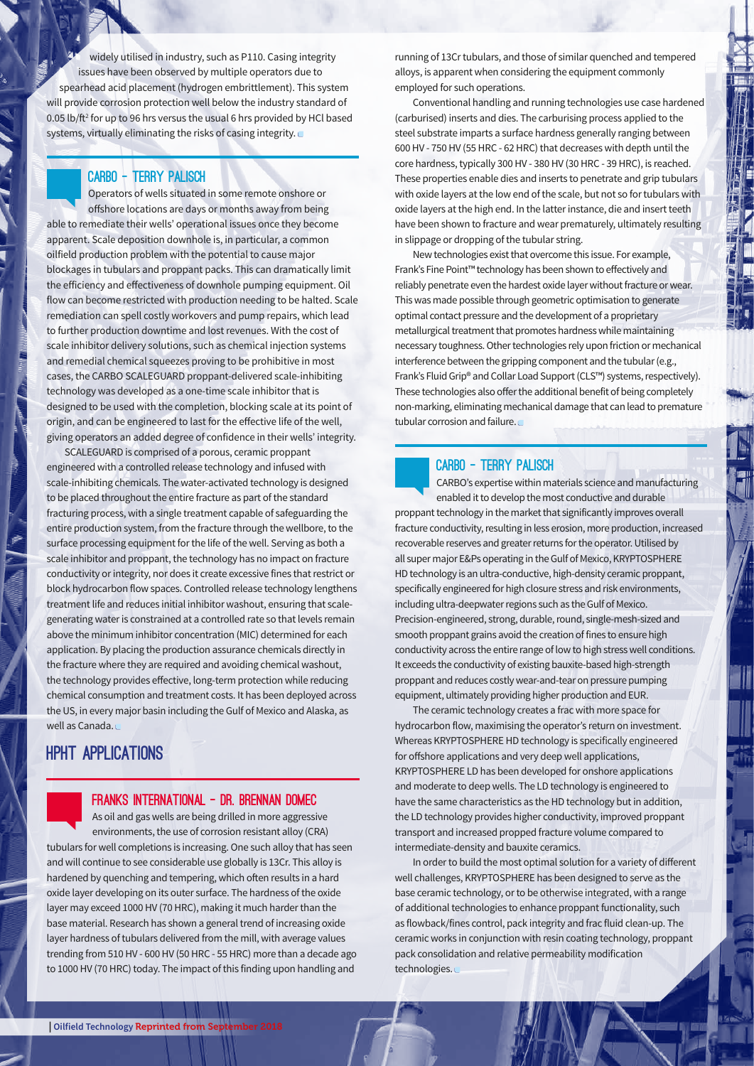widely utilised in industry, such as P110. Casing integrity issues have been observed by multiple operators due to spearhead acid placement (hydrogen embrittlement). This system will provide corrosion protection well below the industry standard of 0.05 lb/ft$^2$ for up to 96 hrs versus the usual 6 hrs provided by HCl based systems, virtually eliminating the risks of casing integrity.

### CARBO - Terry Palisch

Operators of wells situated in some remote onshore or offshore locations are days or months away from being able to remediate their wells' operational issues once they become apparent. Scale deposition downhole is, in particular, a common oilfield production problem with the potential to cause major blockages in tubulars and proppant packs. This can dramatically limit the efficiency and effectiveness of downhole pumping equipment. Oil flow can become restricted with production needing to be halted. Scale remediation can spell costly workovers and pump repairs, which lead to further production downtime and lost revenues. With the cost of scale inhibitor delivery solutions, such as chemical injection systems and remedial chemical squeezes proving to be prohibitive in most cases, the CARBO SCALEGUARD proppant-delivered scale-inhibiting technology was developed as a one-time scale inhibitor that is designed to be used with the completion, blocking scale at its point of origin, and can be engineered to last for the effective life of the well, giving operators an added degree of confidence in their wells' integrity.

SCALEGUARD is comprised of a porous, ceramic proppant engineered with a controlled release technology and infused with scale-inhibiting chemicals. The water-activated technology is designed to be placed throughout the entire fracture as part of the standard fracturing process, with a single treatment capable of safeguarding the entire production system, from the fracture through the wellbore, to the surface processing equipment for the life of the well. Serving as both a scale inhibitor and proppant, the technology has no impact on fracture conductivity or integrity, nor does it create excessive fines that restrict or block hydrocarbon flow spaces. Controlled release technology lengthens treatment life and reduces initial inhibitor washout, ensuring that scale-generating water is constrained at a controlled rate so that levels remain above the minimum inhibitor concentration (MIC) determined for each application. By placing the production assurance chemicals directly in the fracture where they are required and avoiding chemical washout, the technology provides effective, long-term protection while reducing chemical consumption and treatment costs. It has been deployed across the US, in every major basin including the Gulf of Mexico and Alaska, as well as Canada.

## HPHT applications

### Franks International - Dr. Brennan Domec

As oil and gas wells are being drilled in more aggressive environments, the use of corrosion resistant alloy (CRA) tubulars for well completions is increasing. One such alloy that has seen and will continue to see considerable use globally is 13Cr. This alloy is hardened by quenching and tempering, which often results in a hard oxide layer developing on its outer surface. The hardness of the oxide layer may exceed 1000 HV (70 HRC), making it much harder than the base material. Research has shown a general trend of increasing oxide layer hardness of tubulars delivered from the mill, with average values trending from 510 HV - 600 HV (50 HRC - 55 HRC) more than a decade ago to 1000 HV (70 HRC) today. The impact of this finding upon handling and running of 13Cr tubulars, and those of similar quenched and tempered alloys, is apparent when considering the equipment commonly employed for such operations.

Conventional handling and running technologies use case hardened (carburised) inserts and dies. The carburising process applied to the steel substrate imparts a surface hardness generally ranging between 600 HV - 750 HV (55 HRC - 62 HRC) that decreases with depth until the core hardness, typically 300 HV - 380 HV (30 HRC - 39 HRC), is reached. These properties enable dies and inserts to penetrate and grip tubulars with oxide layers at the low end of the scale, but not so for tubulars with oxide layers at the high end. In the latter instance, die and insert teeth have been shown to fracture and wear prematurely, ultimately resulting in slippage or dropping of the tubular string.

New technologies exist that overcome this issue. For example, Frank's Fine Point™ technology has been shown to effectively and reliably penetrate even the hardest oxide layer without fracture or wear. This was made possible through geometric optimisation to generate optimal contact pressure and the development of a proprietary metallurgical treatment that promotes hardness while maintaining necessary toughness. Other technologies rely upon friction or mechanical interference between the gripping component and the tubular (e.g., Frank's Fluid Grip® and Collar Load Support (CLS™) systems, respectively). These technologies also offer the additional benefit of being completely non-marking, eliminating mechanical damage that can lead to premature tubular corrosion and failure.

### CARBO - Terry Palisch

CARBO's expertise within materials science and manufacturing enabled it to develop the most conductive and durable proppant technology in the market that significantly improves overall fracture conductivity, resulting in less erosion, more production, increased recoverable reserves and greater returns for the operator. Utilised by all super major E&Ps operating in the Gulf of Mexico, KRYPTOSPHERE HD technology is an ultra-conductive, high-density ceramic proppant, specifically engineered for high closure stress and risk environments, including ultra-deepwater regions such as the Gulf of Mexico. Precision-engineered, strong, durable, round, single-mesh-sized and smooth proppant grains avoid the creation of fines to ensure high conductivity across the entire range of low to high stress well conditions. It exceeds the conductivity of existing bauxite-based high-strength proppant and reduces costly wear-and-tear on pressure pumping equipment, ultimately providing higher production and EUR.

The ceramic technology creates a frac with more space for hydrocarbon flow, maximising the operator's return on investment. Whereas KRYPTOSPHERE HD technology is specifically engineered for offshore applications and very deep well applications, KRYPTOSPHERE LD has been developed for onshore applications and moderate to deep wells. The LD technology is engineered to have the same characteristics as the HD technology but in addition, the LD technology provides higher conductivity, improved proppant transport and increased propped fracture volume compared to intermediate-density and bauxite ceramics.

In order to build the most optimal solution for a variety of different well challenges, KRYPTOSPHERE has been designed to serve as the base ceramic technology, or to be otherwise integrated, with a range of additional technologies to enhance proppant functionality, such as flowback/fines control, pack integrity and frac fluid clean-up. The ceramic works in conjunction with resin coating technology, proppant pack consolidation and relative permeability modification technologies.